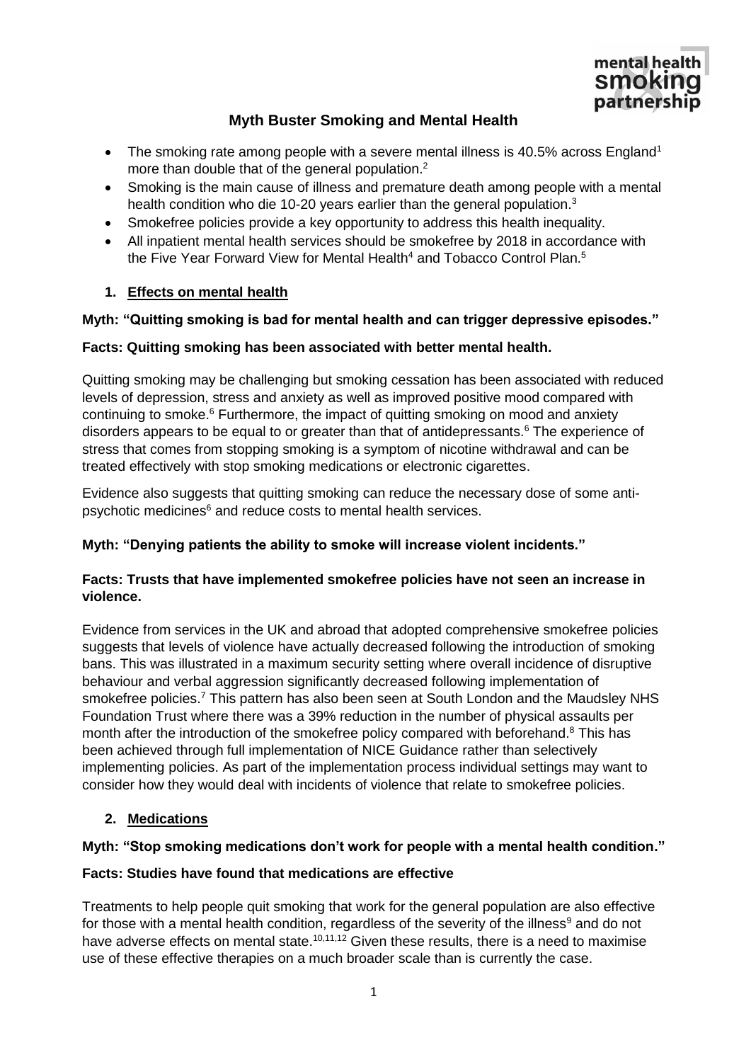# Myth Buster Smoking and Mental Health

- The smoking rate among people with a severe mental illness is 40.5% across England[1] more than double that of the general population.[2]
- Smoking is the main cause of illness and premature death among people with a mental health condition who die 10-20 years earlier than the general population.[3]
- Smokefree policies provide a key opportunity to address this health inequality.
- All inpatient mental health services should be smokefree by 2018 in accordance with the Five Year Forward View for Mental Health[4] and Tobacco Control Plan.[5]

## 1. Effects on mental health

**Myth: "Quitting smoking is bad for mental health and can trigger depressive episodes."**

**Facts: Quitting smoking has been associated with better mental health.**

Quitting smoking may be challenging but smoking cessation has been associated with reduced levels of depression, stress and anxiety as well as improved positive mood compared with continuing to smoke.[6] Furthermore, the impact of quitting smoking on mood and anxiety disorders appears to be equal to or greater than that of antidepressants.[6] The experience of stress that comes from stopping smoking is a symptom of nicotine withdrawal and can be treated effectively with stop smoking medications or electronic cigarettes.

Evidence also suggests that quitting smoking can reduce the necessary dose of some anti-psychotic medicines[6] and reduce costs to mental health services.

**Myth: "Denying patients the ability to smoke will increase violent incidents."**

**Facts: Trusts that have implemented smokefree policies have not seen an increase in violence.**

Evidence from services in the UK and abroad that adopted comprehensive smokefree policies suggests that levels of violence have actually decreased following the introduction of smoking bans. This was illustrated in a maximum security setting where overall incidence of disruptive behaviour and verbal aggression significantly decreased following implementation of smokefree policies.[7] This pattern has also been seen at South London and the Maudsley NHS Foundation Trust where there was a 39% reduction in the number of physical assaults per month after the introduction of the smokefree policy compared with beforehand.[8] This has been achieved through full implementation of NICE Guidance rather than selectively implementing policies. As part of the implementation process individual settings may want to consider how they would deal with incidents of violence that relate to smokefree policies.

## 2. Medications

**Myth: "Stop smoking medications don't work for people with a mental health condition."**

**Facts: Studies have found that medications are effective**

Treatments to help people quit smoking that work for the general population are also effective for those with a mental health condition, regardless of the severity of the illness[9] and do not have adverse effects on mental state.[10,11,12] Given these results, there is a need to maximise use of these effective therapies on a much broader scale than is currently the case.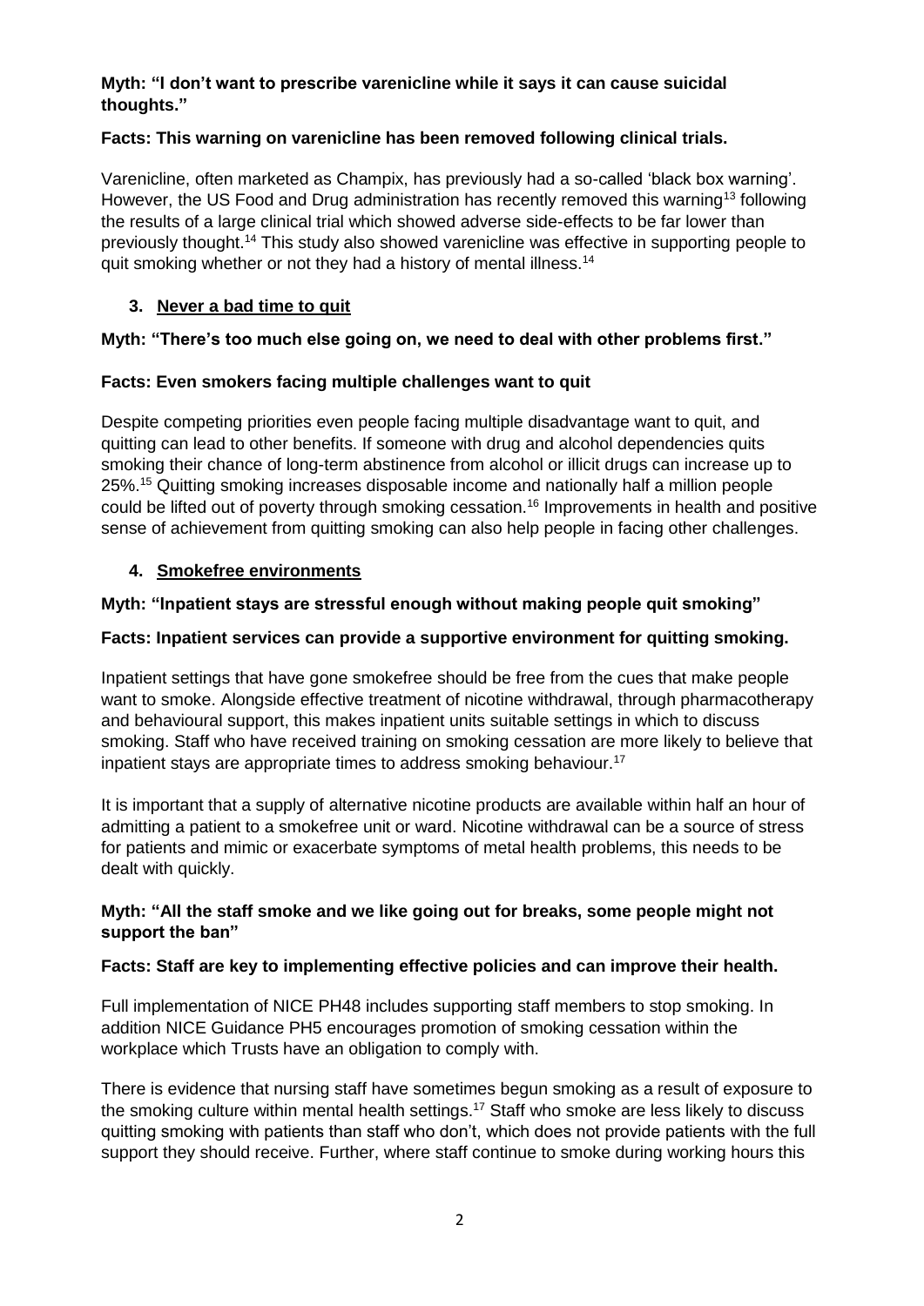**Myth: "I don't want to prescribe varenicline while it says it can cause suicidal thoughts."**

**Facts: This warning on varenicline has been removed following clinical trials.**

Varenicline, often marketed as Champix, has previously had a so-called 'black box warning'. However, the US Food and Drug administration has recently removed this warning[13] following the results of a large clinical trial which showed adverse side-effects to be far lower than previously thought.[14] This study also showed varenicline was effective in supporting people to quit smoking whether or not they had a history of mental illness.[14]

## 3. Never a bad time to quit

**Myth: "There's too much else going on, we need to deal with other problems first."**

**Facts: Even smokers facing multiple challenges want to quit**

Despite competing priorities even people facing multiple disadvantage want to quit, and quitting can lead to other benefits. If someone with drug and alcohol dependencies quits smoking their chance of long-term abstinence from alcohol or illicit drugs can increase up to 25%.[15] Quitting smoking increases disposable income and nationally half a million people could be lifted out of poverty through smoking cessation.[16] Improvements in health and positive sense of achievement from quitting smoking can also help people in facing other challenges.

## 4. Smokefree environments

**Myth: "Inpatient stays are stressful enough without making people quit smoking"**

**Facts: Inpatient services can provide a supportive environment for quitting smoking.**

Inpatient settings that have gone smokefree should be free from the cues that make people want to smoke. Alongside effective treatment of nicotine withdrawal, through pharmacotherapy and behavioural support, this makes inpatient units suitable settings in which to discuss smoking. Staff who have received training on smoking cessation are more likely to believe that inpatient stays are appropriate times to address smoking behaviour.[17]

It is important that a supply of alternative nicotine products are available within half an hour of admitting a patient to a smokefree unit or ward. Nicotine withdrawal can be a source of stress for patients and mimic or exacerbate symptoms of metal health problems, this needs to be dealt with quickly.

**Myth: "All the staff smoke and we like going out for breaks, some people might not support the ban"**

**Facts: Staff are key to implementing effective policies and can improve their health.**

Full implementation of NICE PH48 includes supporting staff members to stop smoking. In addition NICE Guidance PH5 encourages promotion of smoking cessation within the workplace which Trusts have an obligation to comply with.

There is evidence that nursing staff have sometimes begun smoking as a result of exposure to the smoking culture within mental health settings.[17] Staff who smoke are less likely to discuss quitting smoking with patients than staff who don't, which does not provide patients with the full support they should receive. Further, where staff continue to smoke during working hours this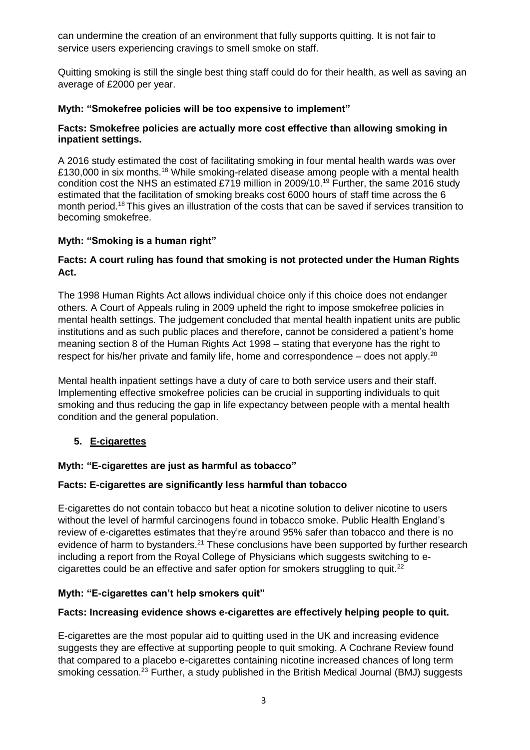can undermine the creation of an environment that fully supports quitting. It is not fair to service users experiencing cravings to smell smoke on staff.

Quitting smoking is still the single best thing staff could do for their health, as well as saving an average of £2000 per year.

**Myth: "Smokefree policies will be too expensive to implement"**

**Facts: Smokefree policies are actually more cost effective than allowing smoking in inpatient settings.**

A 2016 study estimated the cost of facilitating smoking in four mental health wards was over £130,000 in six months.[18] While smoking-related disease among people with a mental health condition cost the NHS an estimated £719 million in 2009/10.[19] Further, the same 2016 study estimated that the facilitation of smoking breaks cost 6000 hours of staff time across the 6 month period.[18] This gives an illustration of the costs that can be saved if services transition to becoming smokefree.

**Myth: "Smoking is a human right"**

**Facts: A court ruling has found that smoking is not protected under the Human Rights Act.**

The 1998 Human Rights Act allows individual choice only if this choice does not endanger others. A Court of Appeals ruling in 2009 upheld the right to impose smokefree policies in mental health settings. The judgement concluded that mental health inpatient units are public institutions and as such public places and therefore, cannot be considered a patient's home meaning section 8 of the Human Rights Act 1998 – stating that everyone has the right to respect for his/her private and family life, home and correspondence – does not apply.[20]

Mental health inpatient settings have a duty of care to both service users and their staff. Implementing effective smokefree policies can be crucial in supporting individuals to quit smoking and thus reducing the gap in life expectancy between people with a mental health condition and the general population.

## 5. E-cigarettes

**Myth: "E-cigarettes are just as harmful as tobacco"**

**Facts: E-cigarettes are significantly less harmful than tobacco**

E-cigarettes do not contain tobacco but heat a nicotine solution to deliver nicotine to users without the level of harmful carcinogens found in tobacco smoke. Public Health England's review of e-cigarettes estimates that they're around 95% safer than tobacco and there is no evidence of harm to bystanders.[21] These conclusions have been supported by further research including a report from the Royal College of Physicians which suggests switching to e-cigarettes could be an effective and safer option for smokers struggling to quit.[22]

**Myth: "E-cigarettes can't help smokers quit"**

**Facts: Increasing evidence shows e-cigarettes are effectively helping people to quit.**

E-cigarettes are the most popular aid to quitting used in the UK and increasing evidence suggests they are effective at supporting people to quit smoking. A Cochrane Review found that compared to a placebo e-cigarettes containing nicotine increased chances of long term smoking cessation.[23] Further, a study published in the British Medical Journal (BMJ) suggests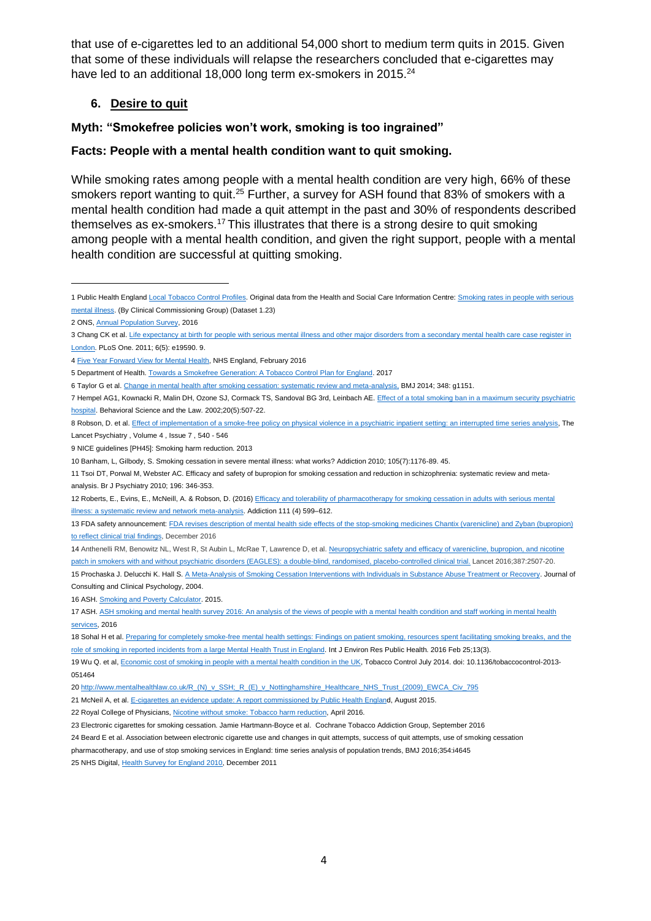that use of e-cigarettes led to an additional 54,000 short to medium term quits in 2015. Given that some of these individuals will relapse the researchers concluded that e-cigarettes may have led to an additional 18,000 long term ex-smokers in 2015.[24]

## 6. Desire to quit

### Myth: "Smokefree policies won't work, smoking is too ingrained"

### Facts: People with a mental health condition want to quit smoking.

While smoking rates among people with a mental health condition are very high, 66% of these smokers report wanting to quit.[25] Further, a survey for ASH found that 83% of smokers with a mental health condition had made a quit attempt in the past and 30% of respondents described themselves as ex-smokers.[17] This illustrates that there is a strong desire to quit smoking among people with a mental health condition, and given the right support, people with a mental health condition are successful at quitting smoking.

---

1 Public Health England Local Tobacco Control Profiles. Original data from the Health and Social Care Information Centre: Smoking rates in people with serious mental illness. (By Clinical Commissioning Group) (Dataset 1.23)

2 ONS, Annual Population Survey, 2016

3 Chang CK et al. Life expectancy at birth for people with serious mental illness and other major disorders from a secondary mental health care case register in London. PLoS One. 2011; 6(5): e19590. 9.

4 Five Year Forward View for Mental Health, NHS England, February 2016

5 Department of Health. Towards a Smokefree Generation: A Tobacco Control Plan for England. 2017

6 Taylor G et al. Change in mental health after smoking cessation: systematic review and meta-analysis, BMJ 2014; 348: g1151.

7 Hempel AG1, Kownacki R, Malin DH, Ozone SJ, Cormack TS, Sandoval BG 3rd, Leinbach AE. Effect of a total smoking ban in a maximum security psychiatric hospital. Behavioral Science and the Law. 2002;20(5):507-22.

8 Robson, D. et al. Effect of implementation of a smoke-free policy on physical violence in a psychiatric inpatient setting: an interrupted time series analysis, The Lancet Psychiatry , Volume 4 , Issue 7 , 540 - 546

9 NICE guidelines [PH45]: Smoking harm reduction. 2013

10 Banham, L, Gilbody, S. Smoking cessation in severe mental illness: what works? Addiction 2010; 105(7):1176-89. 45.

11 Tsoi DT, Porwal M, Webster AC. Efficacy and safety of bupropion for smoking cessation and reduction in schizophrenia: systematic review and meta-analysis. Br J Psychiatry 2010; 196: 346-353.

12 Roberts, E., Evins, E., McNeill, A. & Robson, D. (2016) Efficacy and tolerability of pharmacotherapy for smoking cessation in adults with serious mental illness: a systematic review and network meta-analysis. Addiction 111 (4) 599–612.

13 FDA safety announcement: FDA revises description of mental health side effects of the stop-smoking medicines Chantix (varenicline) and Zyban (bupropion) to reflect clinical trial findings, December 2016

14 Anthenelli RM, Benowitz NL, West R, St Aubin L, McRae T, Lawrence D, et al. Neuropsychiatric safety and efficacy of varenicline, bupropion, and nicotine patch in smokers with and without psychiatric disorders (EAGLES): a double-blind, randomised, placebo-controlled clinical trial. Lancet 2016;387:2507-20.

15 Prochaska J. Delucchi K. Hall S. A Meta-Analysis of Smoking Cessation Interventions with Individuals in Substance Abuse Treatment or Recovery. Journal of Consulting and Clinical Psychology, 2004.

16 ASH. Smoking and Poverty Calculator. 2015.

17 ASH. ASH smoking and mental health survey 2016: An analysis of the views of people with a mental health condition and staff working in mental health services, 2016

18 Sohal H et al. Preparing for completely smoke-free mental health settings: Findings on patient smoking, resources spent facilitating smoking breaks, and the role of smoking in reported incidents from a large Mental Health Trust in England. Int J Environ Res Public Health. 2016 Feb 25;13(3).

19 Wu Q. et al, Economic cost of smoking in people with a mental health condition in the UK, Tobacco Control July 2014. doi: 10.1136/tobaccocontrol-2013-051464

20 http://www.mentalhealthlaw.co.uk/R_(N)_v_SSH;_R_(E)_v_Nottinghamshire_Healthcare_NHS_Trust_(2009)_EWCA_Civ_795

21 McNeil A, et al. E-cigarettes an evidence update: A report commissioned by Public Health England, August 2015.

22 Royal College of Physicians, Nicotine without smoke: Tobacco harm reduction, April 2016.

23 Electronic cigarettes for smoking cessation. Jamie Hartmann-Boyce et al. Cochrane Tobacco Addiction Group, September 2016

24 Beard E et al. Association between electronic cigarette use and changes in quit attempts, success of quit attempts, use of smoking cessation pharmacotherapy, and use of stop smoking services in England: time series analysis of population trends, BMJ 2016;354:i4645

25 NHS Digital, Health Survey for England 2010, December 2011